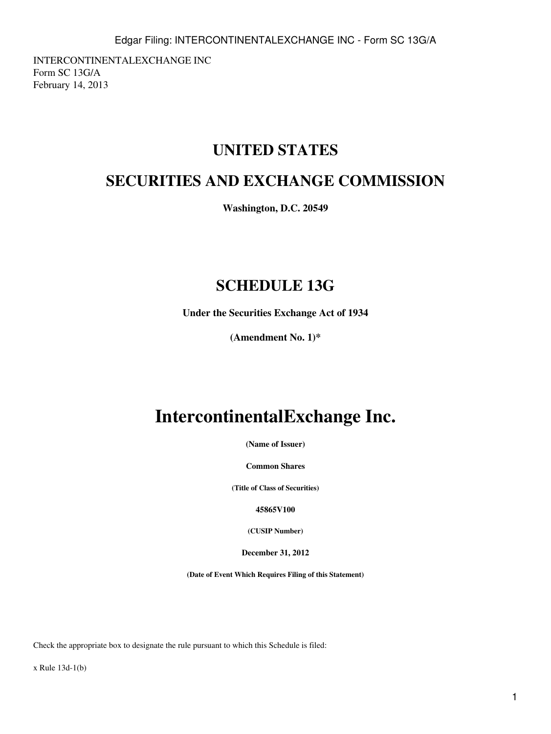INTERCONTINENTALEXCHANGE INC
Form SC 13G/A
February 14, 2013

# UNITED STATES

# SECURITIES AND EXCHANGE COMMISSION

**Washington, D.C. 20549**

# SCHEDULE 13G

**Under the Securities Exchange Act of 1934**

**(Amendment No. 1)***

# IntercontinentalExchange Inc.

**(Name of Issuer)**

**Common Shares**

**(Title of Class of Securities)**

**45865V100**

**(CUSIP Number)**

**December 31, 2012**

**(Date of Event Which Requires Filing of this Statement)**

Check the appropriate box to designate the rule pursuant to which this Schedule is filed:

x Rule 13d-1(b)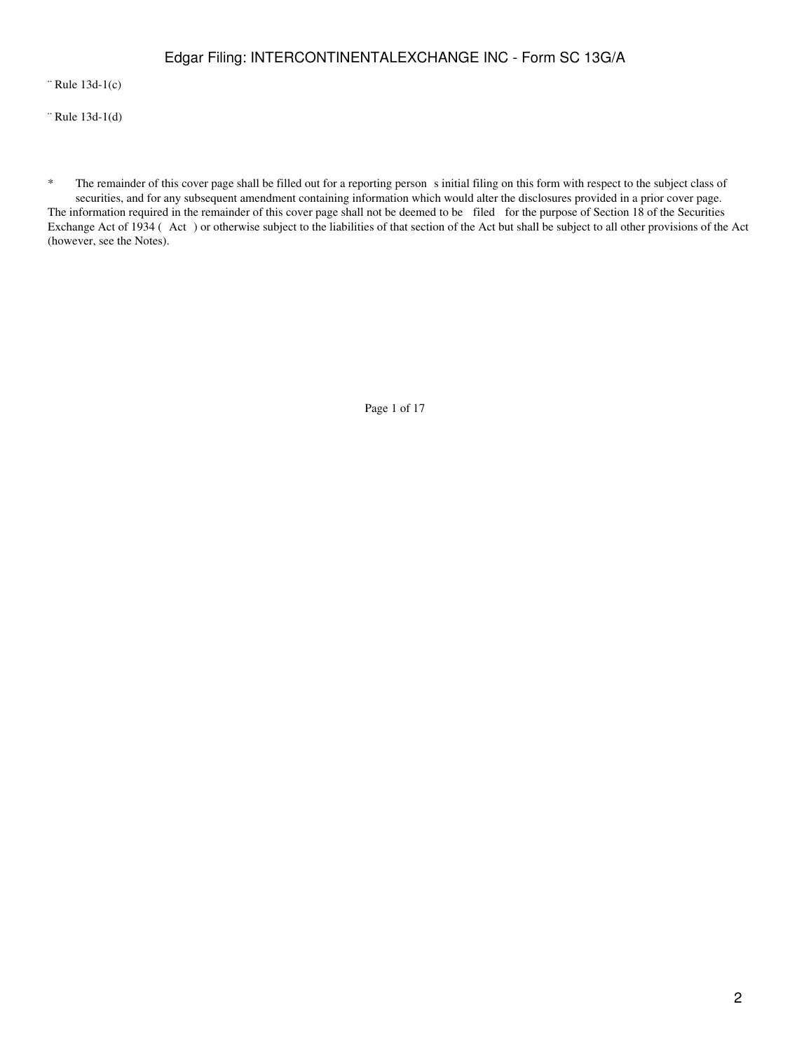¨ Rule 13d-1(c)

¨ Rule 13d-1(d)

\* The remainder of this cover page shall be filled out for a reporting person s initial filing on this form with respect to the subject class of securities, and for any subsequent amendment containing information which would alter the disclosures provided in a prior cover page.

The information required in the remainder of this cover page shall not be deemed to be filed for the purpose of Section 18 of the Securities Exchange Act of 1934 ( Act ) or otherwise subject to the liabilities of that section of the Act but shall be subject to all other provisions of the Act (however, see the Notes).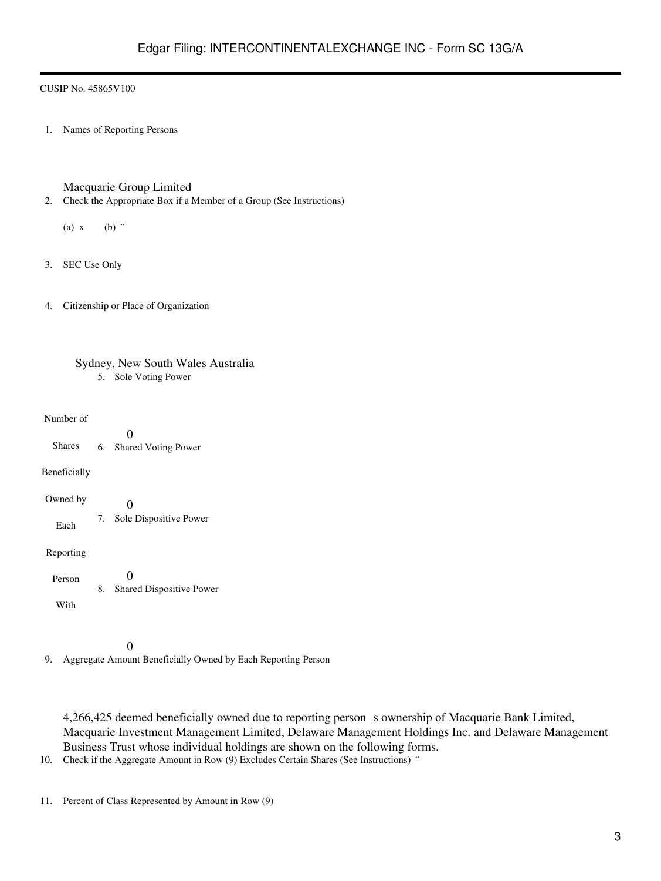CUSIP No. 45865V100

1. Names of Reporting Persons

Macquarie Group Limited

2. Check the Appropriate Box if a Member of a Group (See Instructions)

(a) x (b) ¨

3. SEC Use Only

4. Citizenship or Place of Organization

Sydney, New South Wales Australia

| Number of Shares Beneficially Owned by Each Reporting Person With | 5. Sole Voting Power |
| --- | --- |
| | 0 |
| | 6. Shared Voting Power |
| | 0 |
| | 7. Sole Dispositive Power |
| | 0 |
| | 8. Shared Dispositive Power |
| | 0 |

9. Aggregate Amount Beneficially Owned by Each Reporting Person

4,266,425 deemed beneficially owned due to reporting person s ownership of Macquarie Bank Limited, Macquarie Investment Management Limited, Delaware Management Holdings Inc. and Delaware Management Business Trust whose individual holdings are shown on the following forms.

10. Check if the Aggregate Amount in Row (9) Excludes Certain Shares (See Instructions) ¨

11. Percent of Class Represented by Amount in Row (9)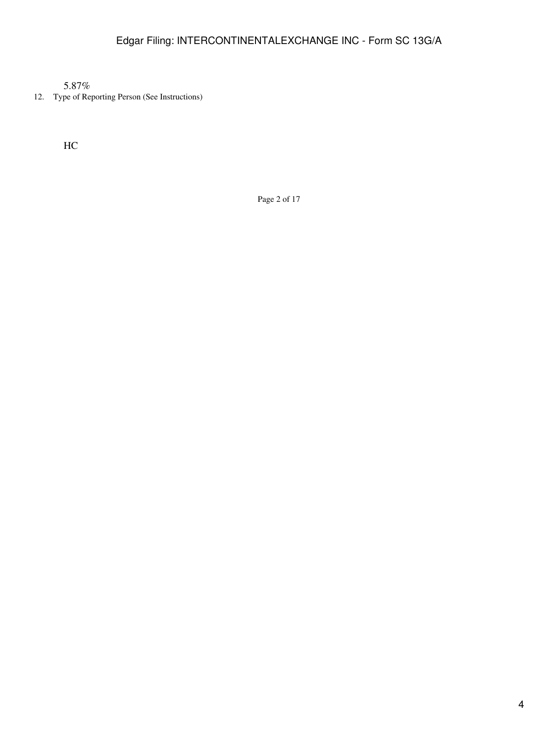5.87%

12. Type of Reporting Person (See Instructions)

HC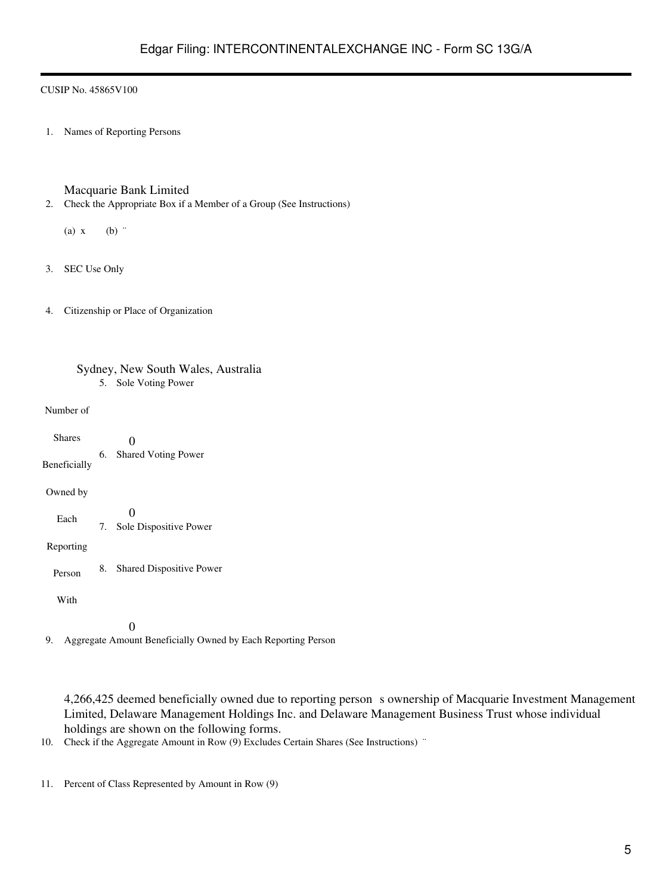CUSIP No. 45865V100

1. Names of Reporting Persons

   Macquarie Bank Limited

2. Check the Appropriate Box if a Member of a Group (See Instructions)

   (a) x (b) ¨

3. SEC Use Only

4. Citizenship or Place of Organization

   Sydney, New South Wales, Australia

| Number of Shares Beneficially Owned by Each Reporting Person With | |
|---|---|
| 5. Sole Voting Power | 0 |
| 6. Shared Voting Power | 0 |
| 7. Sole Dispositive Power | 0 |
| 8. Shared Dispositive Power | 0 |

9. Aggregate Amount Beneficially Owned by Each Reporting Person

   4,266,425 deemed beneficially owned due to reporting person s ownership of Macquarie Investment Management Limited, Delaware Management Holdings Inc. and Delaware Management Business Trust whose individual holdings are shown on the following forms.

10. Check if the Aggregate Amount in Row (9) Excludes Certain Shares (See Instructions) ¨

11. Percent of Class Represented by Amount in Row (9)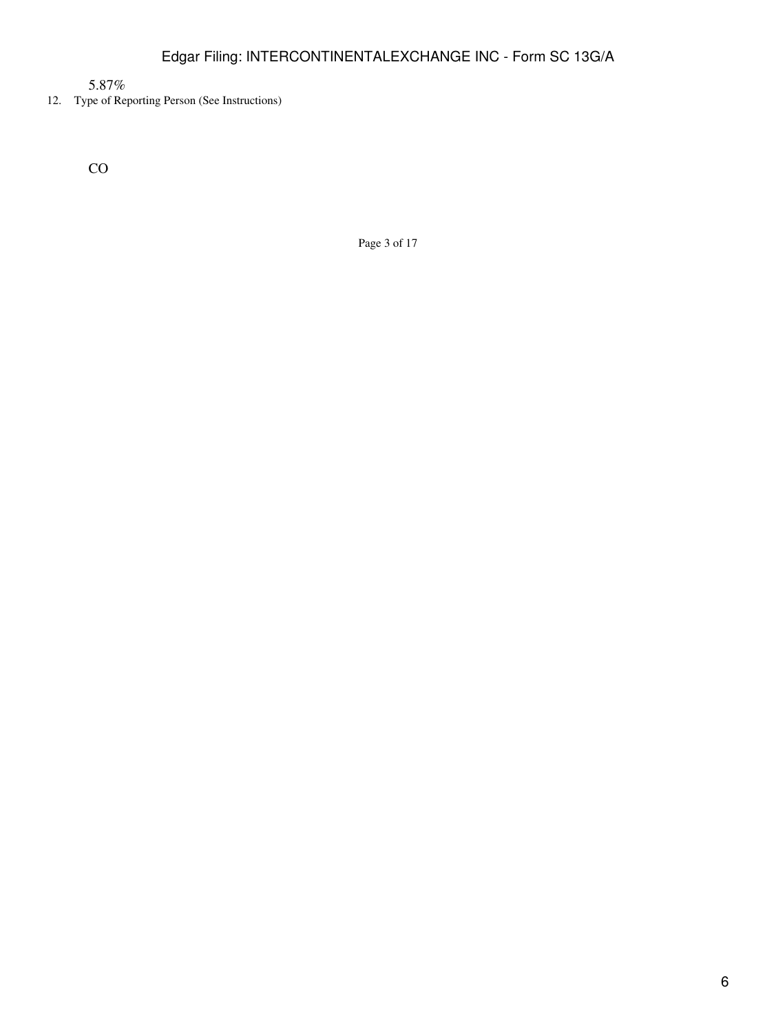5.87%

12. Type of Reporting Person (See Instructions)

CO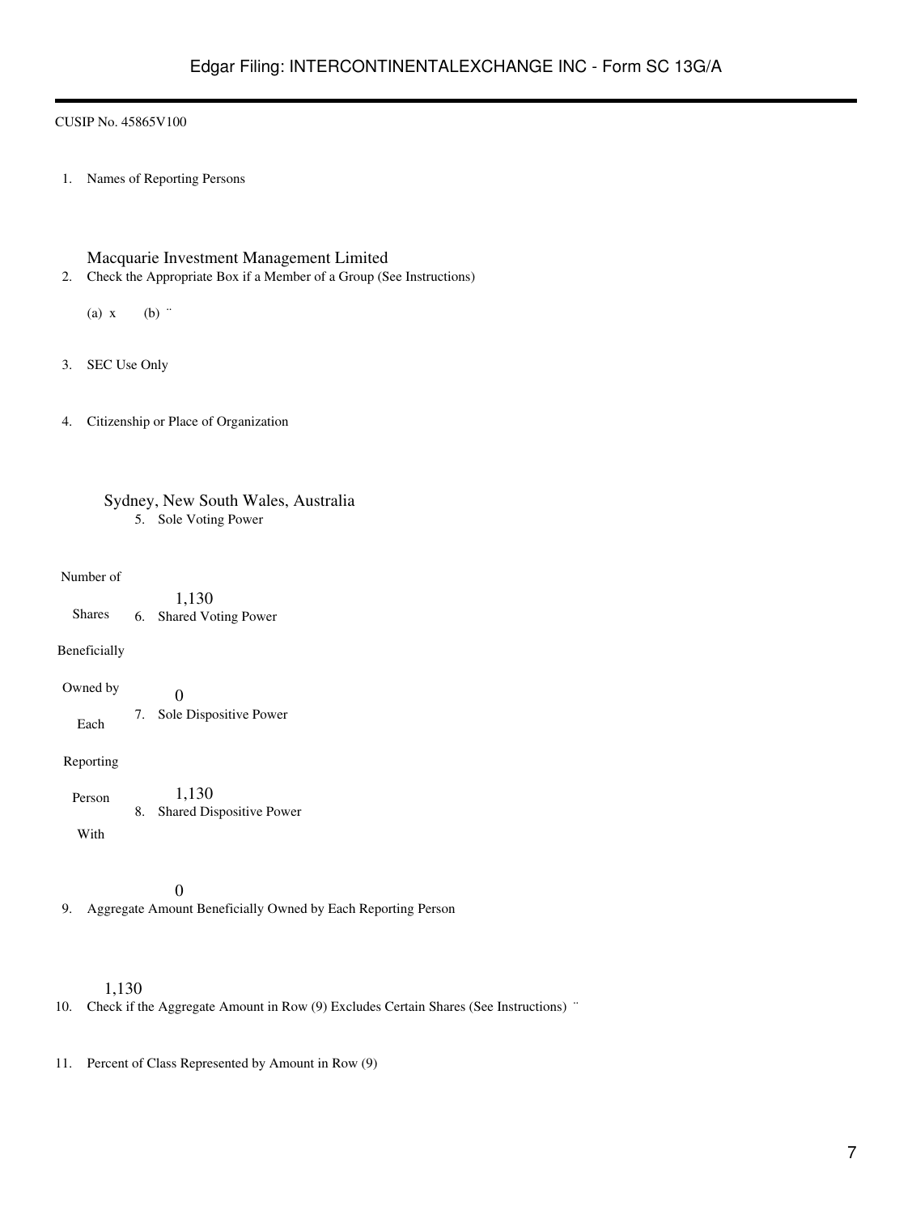CUSIP No. 45865V100

1. Names of Reporting Persons

   Macquarie Investment Management Limited

2. Check the Appropriate Box if a Member of a Group (See Instructions)

   (a) x (b) ¨

3. SEC Use Only

4. Citizenship or Place of Organization

   Sydney, New South Wales, Australia

| Number of Shares Beneficially Owned by Each Reporting Person With | |
|---|---|
| 5. Sole Voting Power | 1,130 |
| 6. Shared Voting Power | 0 |
| 7. Sole Dispositive Power | 1,130 |
| 8. Shared Dispositive Power | 0 |

9. Aggregate Amount Beneficially Owned by Each Reporting Person

   1,130

10. Check if the Aggregate Amount in Row (9) Excludes Certain Shares (See Instructions) ¨

11. Percent of Class Represented by Amount in Row (9)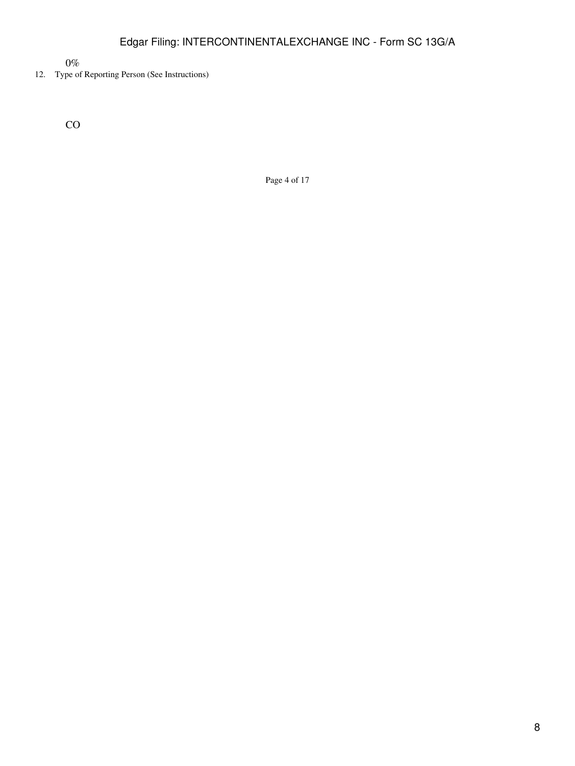0%

12. Type of Reporting Person (See Instructions)

CO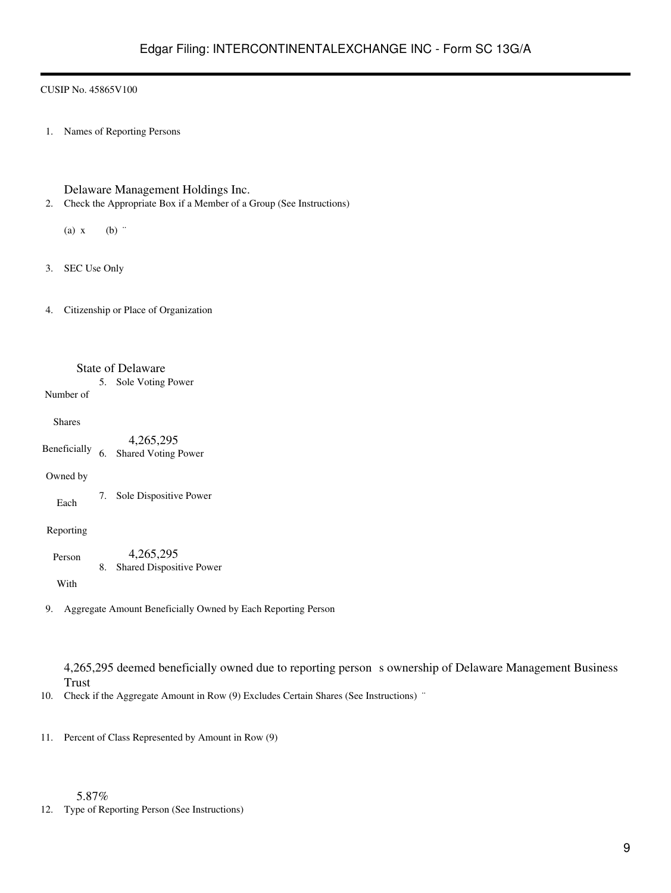CUSIP No. 45865V100

1. Names of Reporting Persons

   Delaware Management Holdings Inc.

2. Check the Appropriate Box if a Member of a Group (See Instructions)

   (a) x (b) ¨

3. SEC Use Only

4. Citizenship or Place of Organization

   State of Delaware

| Number of Shares Beneficially Owned by Each Reporting Person With | |
|---|---|
| 5. Sole Voting Power | 4,265,295 |
| 6. Shared Voting Power | |
| 7. Sole Dispositive Power | 4,265,295 |
| 8. Shared Dispositive Power | |

9. Aggregate Amount Beneficially Owned by Each Reporting Person

   4,265,295 deemed beneficially owned due to reporting person s ownership of Delaware Management Business Trust

10. Check if the Aggregate Amount in Row (9) Excludes Certain Shares (See Instructions) ¨

11. Percent of Class Represented by Amount in Row (9)

    5.87%

12. Type of Reporting Person (See Instructions)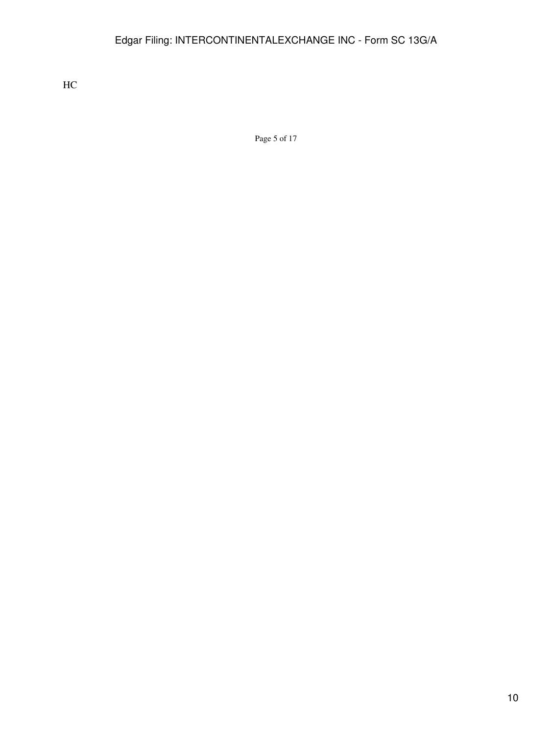HC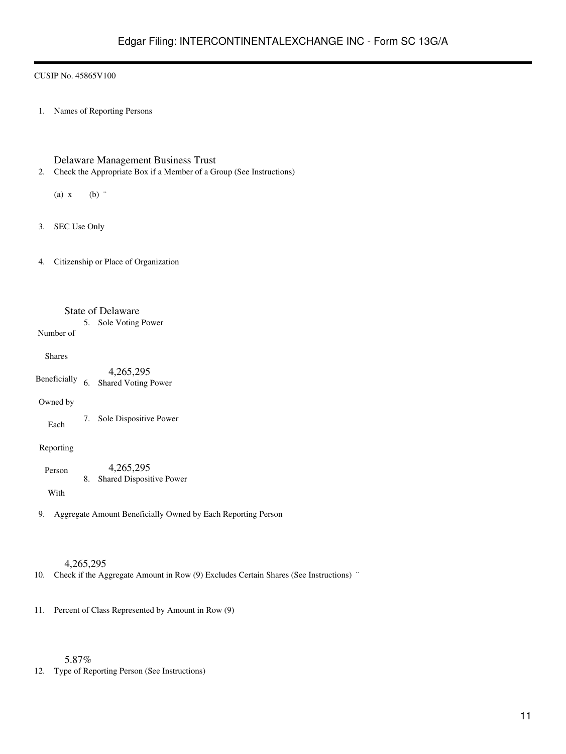CUSIP No. 45865V100

| | | |
|---|---|---|
| 1. | Names of Reporting Persons<br><br>Delaware Management Business Trust | |
| 2. | Check the Appropriate Box if a Member of a Group (See Instructions)<br><br>(a) x (b) ¨ | |
| 3. | SEC Use Only | |
| 4. | Citizenship or Place of Organization<br><br>State of Delaware | |
| Number of Shares Beneficially Owned by Each Reporting Person With | 5. Sole Voting Power<br><br>4,265,295 | |
| | 6. Shared Voting Power | |
| | 7. Sole Dispositive Power<br><br>4,265,295 | |
| | 8. Shared Dispositive Power | |
| 9. | Aggregate Amount Beneficially Owned by Each Reporting Person<br><br>4,265,295 | |
| 10. | Check if the Aggregate Amount in Row (9) Excludes Certain Shares (See Instructions) ¨ | |
| 11. | Percent of Class Represented by Amount in Row (9)<br><br>5.87% | |
| 12. | Type of Reporting Person (See Instructions) | |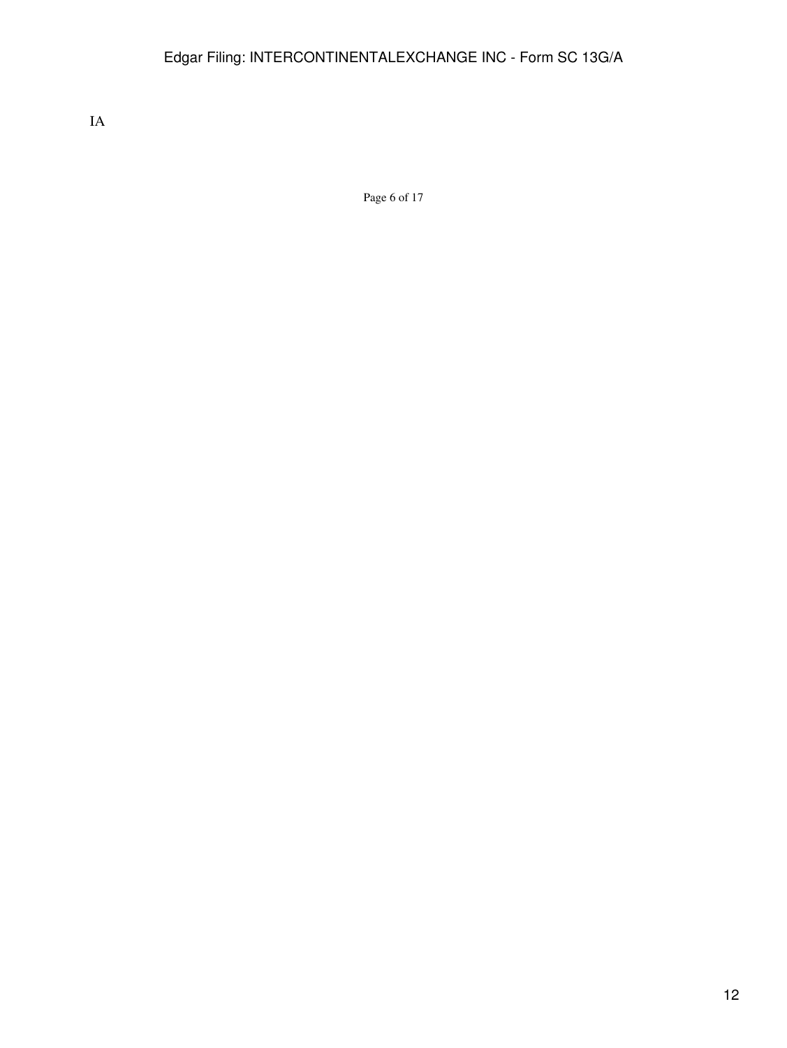IA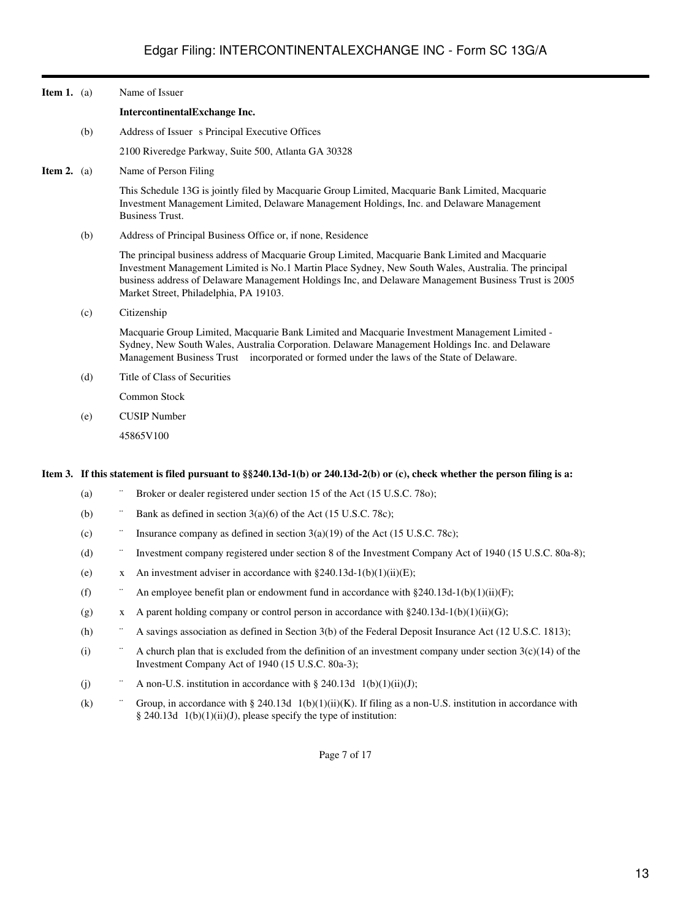**Item 1.** (a) Name of Issuer

**IntercontinentalExchange Inc.**

(b) Address of Issuer s Principal Executive Offices

2100 Riveredge Parkway, Suite 500, Atlanta GA 30328

**Item 2.** (a) Name of Person Filing

This Schedule 13G is jointly filed by Macquarie Group Limited, Macquarie Bank Limited, Macquarie Investment Management Limited, Delaware Management Holdings, Inc. and Delaware Management Business Trust.

(b) Address of Principal Business Office or, if none, Residence

The principal business address of Macquarie Group Limited, Macquarie Bank Limited and Macquarie Investment Management Limited is No.1 Martin Place Sydney, New South Wales, Australia. The principal business address of Delaware Management Holdings Inc, and Delaware Management Business Trust is 2005 Market Street, Philadelphia, PA 19103.

(c) Citizenship

Macquarie Group Limited, Macquarie Bank Limited and Macquarie Investment Management Limited - Sydney, New South Wales, Australia Corporation. Delaware Management Holdings Inc. and Delaware Management Business Trust incorporated or formed under the laws of the State of Delaware.

(d) Title of Class of Securities

Common Stock

(e) CUSIP Number

45865V100

**Item 3. If this statement is filed pursuant to §§240.13d-1(b) or 240.13d-2(b) or (c), check whether the person filing is a:**

(a) ¨ Broker or dealer registered under section 15 of the Act (15 U.S.C. 78o);

(b) ¨ Bank as defined in section 3(a)(6) of the Act (15 U.S.C. 78c);

(c) ¨ Insurance company as defined in section 3(a)(19) of the Act (15 U.S.C. 78c);

(d) ¨ Investment company registered under section 8 of the Investment Company Act of 1940 (15 U.S.C. 80a-8);

(e) x An investment adviser in accordance with §240.13d-1(b)(1)(ii)(E);

(f) ¨ An employee benefit plan or endowment fund in accordance with §240.13d-1(b)(1)(ii)(F);

(g) x A parent holding company or control person in accordance with §240.13d-1(b)(1)(ii)(G);

(h) ¨ A savings association as defined in Section 3(b) of the Federal Deposit Insurance Act (12 U.S.C. 1813);

(i) ¨ A church plan that is excluded from the definition of an investment company under section 3(c)(14) of the Investment Company Act of 1940 (15 U.S.C. 80a-3);

(j) ¨ A non-U.S. institution in accordance with § 240.13d 1(b)(1)(ii)(J);

(k) ¨ Group, in accordance with § 240.13d 1(b)(1)(ii)(K). If filing as a non-U.S. institution in accordance with § 240.13d 1(b)(1)(ii)(J), please specify the type of institution: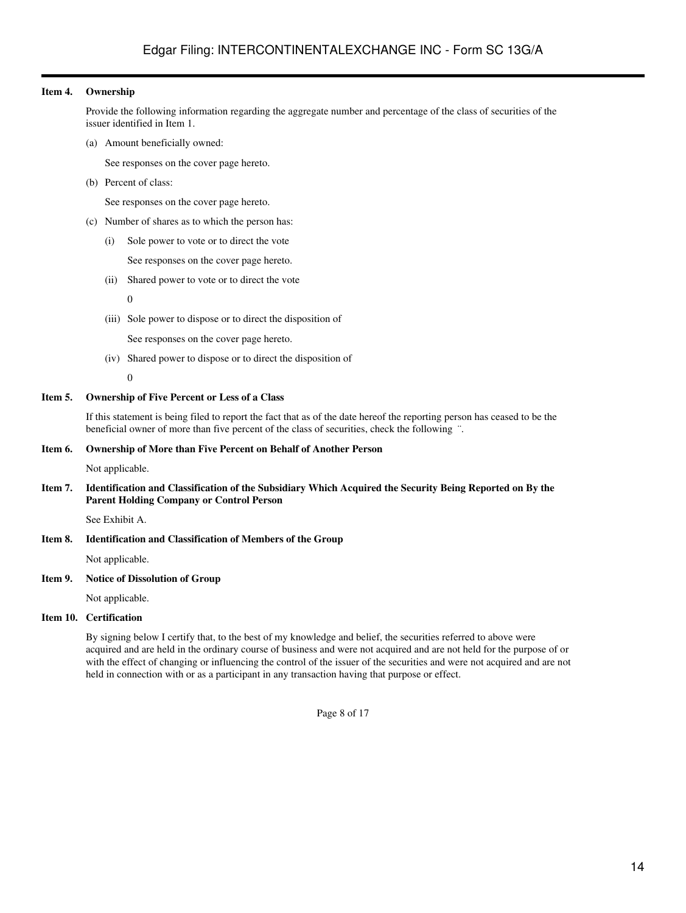**Item 4. Ownership**

Provide the following information regarding the aggregate number and percentage of the class of securities of the issuer identified in Item 1.

(a) Amount beneficially owned:

See responses on the cover page hereto.

(b) Percent of class:

See responses on the cover page hereto.

(c) Number of shares as to which the person has:

(i) Sole power to vote or to direct the vote

See responses on the cover page hereto.

(ii) Shared power to vote or to direct the vote

0

(iii) Sole power to dispose or to direct the disposition of

See responses on the cover page hereto.

(iv) Shared power to dispose or to direct the disposition of

0

**Item 5. Ownership of Five Percent or Less of a Class**

If this statement is being filed to report the fact that as of the date hereof the reporting person has ceased to be the beneficial owner of more than five percent of the class of securities, check the following ¨.

**Item 6. Ownership of More than Five Percent on Behalf of Another Person**

Not applicable.

**Item 7. Identification and Classification of the Subsidiary Which Acquired the Security Being Reported on By the Parent Holding Company or Control Person**

See Exhibit A.

**Item 8. Identification and Classification of Members of the Group**

Not applicable.

**Item 9. Notice of Dissolution of Group**

Not applicable.

**Item 10. Certification**

By signing below I certify that, to the best of my knowledge and belief, the securities referred to above were acquired and are held in the ordinary course of business and were not acquired and are not held for the purpose of or with the effect of changing or influencing the control of the issuer of the securities and were not acquired and are not held in connection with or as a participant in any transaction having that purpose or effect.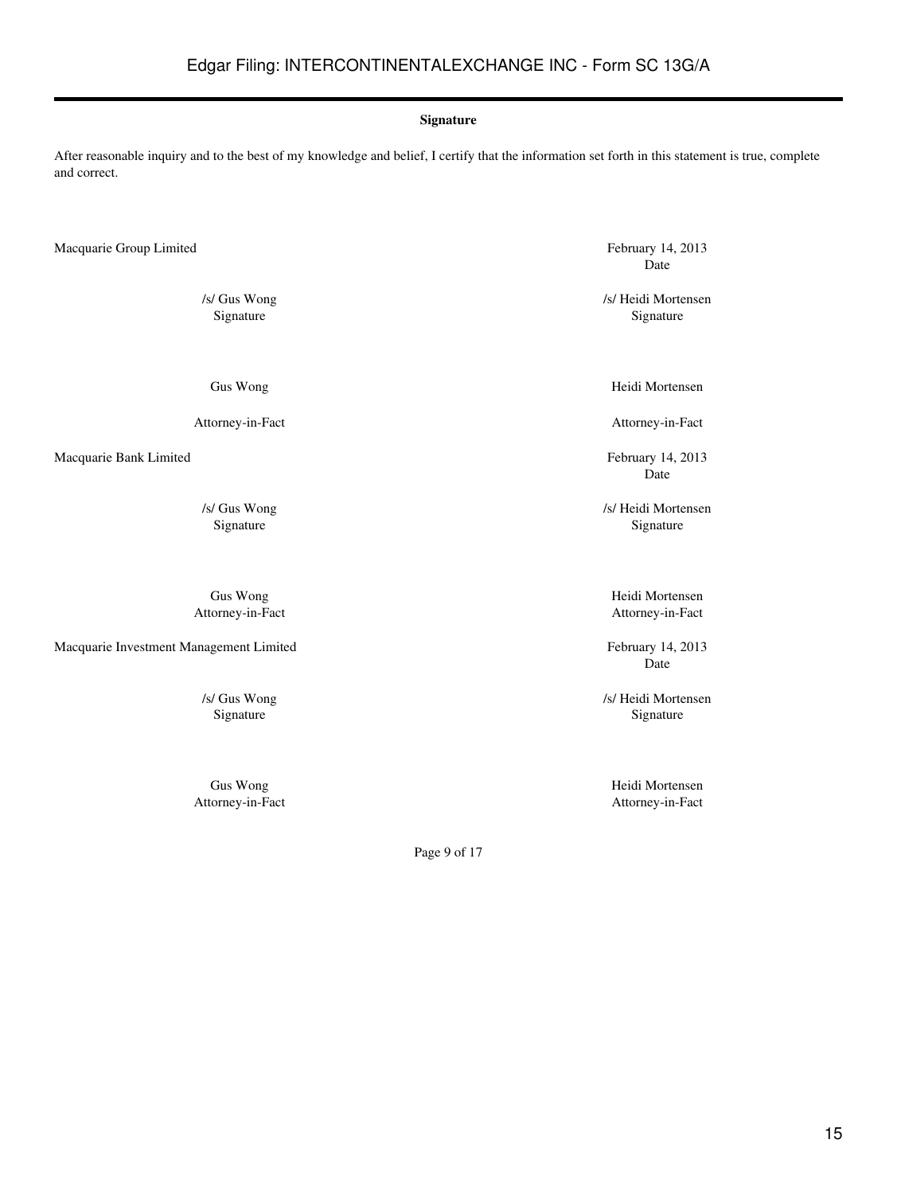**Signature**

After reasonable inquiry and to the best of my knowledge and belief, I certify that the information set forth in this statement is true, complete and correct.

| | |
|---|---|
| Macquarie Group Limited | February 14, 2013 |
| | Date |
| /s/ Gus Wong | /s/ Heidi Mortensen |
| Signature | Signature |
| Gus Wong | Heidi Mortensen |
| Attorney-in-Fact | Attorney-in-Fact |
| Macquarie Bank Limited | February 14, 2013 |
| | Date |
| /s/ Gus Wong | /s/ Heidi Mortensen |
| Signature | Signature |
| Gus Wong | Heidi Mortensen |
| Attorney-in-Fact | Attorney-in-Fact |
| Macquarie Investment Management Limited | February 14, 2013 |
| | Date |
| /s/ Gus Wong | /s/ Heidi Mortensen |
| Signature | Signature |
| Gus Wong | Heidi Mortensen |
| Attorney-in-Fact | Attorney-in-Fact |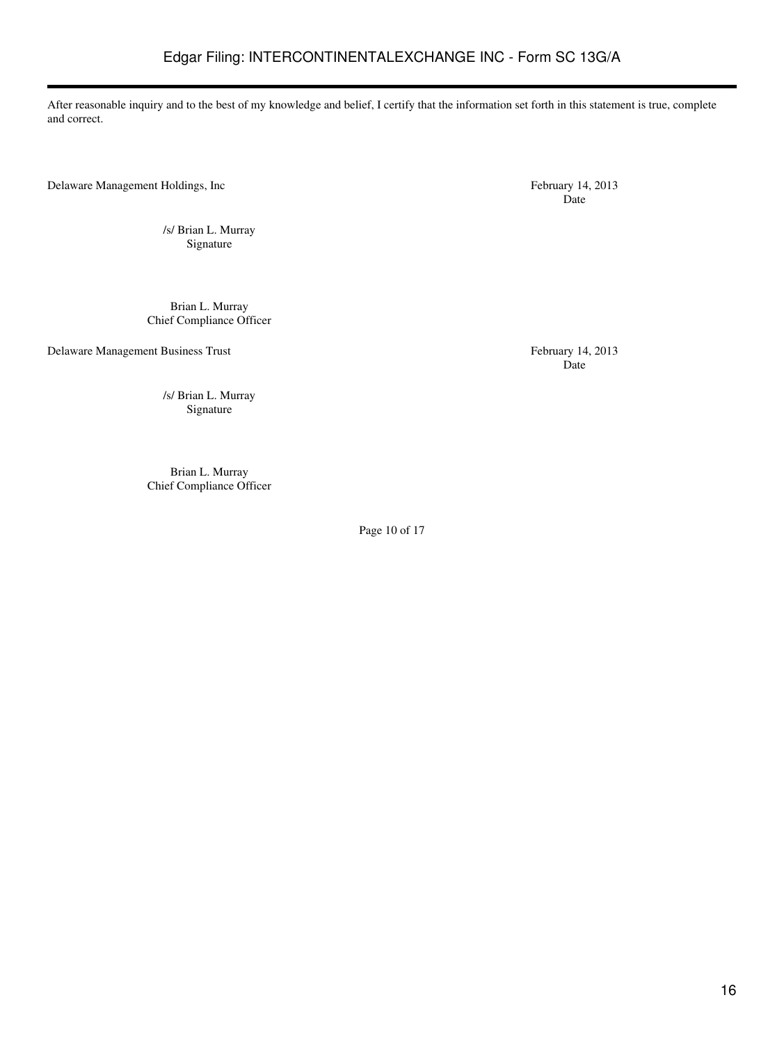After reasonable inquiry and to the best of my knowledge and belief, I certify that the information set forth in this statement is true, complete and correct.

Delaware Management Holdings, Inc

February 14, 2013
Date

/s/ Brian L. Murray
Signature

Brian L. Murray
Chief Compliance Officer

Delaware Management Business Trust

February 14, 2013
Date

/s/ Brian L. Murray
Signature

Brian L. Murray
Chief Compliance Officer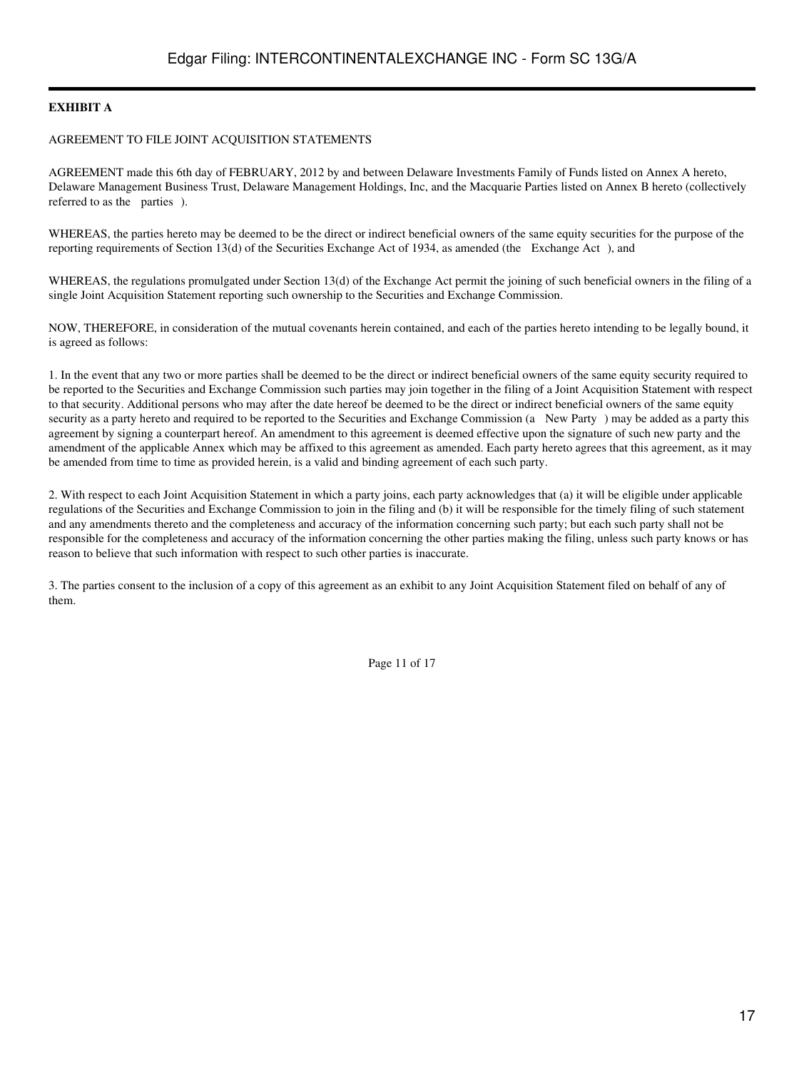**EXHIBIT A**

AGREEMENT TO FILE JOINT ACQUISITION STATEMENTS

AGREEMENT made this 6th day of FEBRUARY, 2012 by and between Delaware Investments Family of Funds listed on Annex A hereto, Delaware Management Business Trust, Delaware Management Holdings, Inc, and the Macquarie Parties listed on Annex B hereto (collectively referred to as the parties ).

WHEREAS, the parties hereto may be deemed to be the direct or indirect beneficial owners of the same equity securities for the purpose of the reporting requirements of Section 13(d) of the Securities Exchange Act of 1934, as amended (the Exchange Act ), and

WHEREAS, the regulations promulgated under Section 13(d) of the Exchange Act permit the joining of such beneficial owners in the filing of a single Joint Acquisition Statement reporting such ownership to the Securities and Exchange Commission.

NOW, THEREFORE, in consideration of the mutual covenants herein contained, and each of the parties hereto intending to be legally bound, it is agreed as follows:

1. In the event that any two or more parties shall be deemed to be the direct or indirect beneficial owners of the same equity security required to be reported to the Securities and Exchange Commission such parties may join together in the filing of a Joint Acquisition Statement with respect to that security. Additional persons who may after the date hereof be deemed to be the direct or indirect beneficial owners of the same equity security as a party hereto and required to be reported to the Securities and Exchange Commission (a New Party ) may be added as a party this agreement by signing a counterpart hereof. An amendment to this agreement is deemed effective upon the signature of such new party and the amendment of the applicable Annex which may be affixed to this agreement as amended. Each party hereto agrees that this agreement, as it may be amended from time to time as provided herein, is a valid and binding agreement of each such party.

2. With respect to each Joint Acquisition Statement in which a party joins, each party acknowledges that (a) it will be eligible under applicable regulations of the Securities and Exchange Commission to join in the filing and (b) it will be responsible for the timely filing of such statement and any amendments thereto and the completeness and accuracy of the information concerning such party; but each such party shall not be responsible for the completeness and accuracy of the information concerning the other parties making the filing, unless such party knows or has reason to believe that such information with respect to such other parties is inaccurate.

3. The parties consent to the inclusion of a copy of this agreement as an exhibit to any Joint Acquisition Statement filed on behalf of any of them.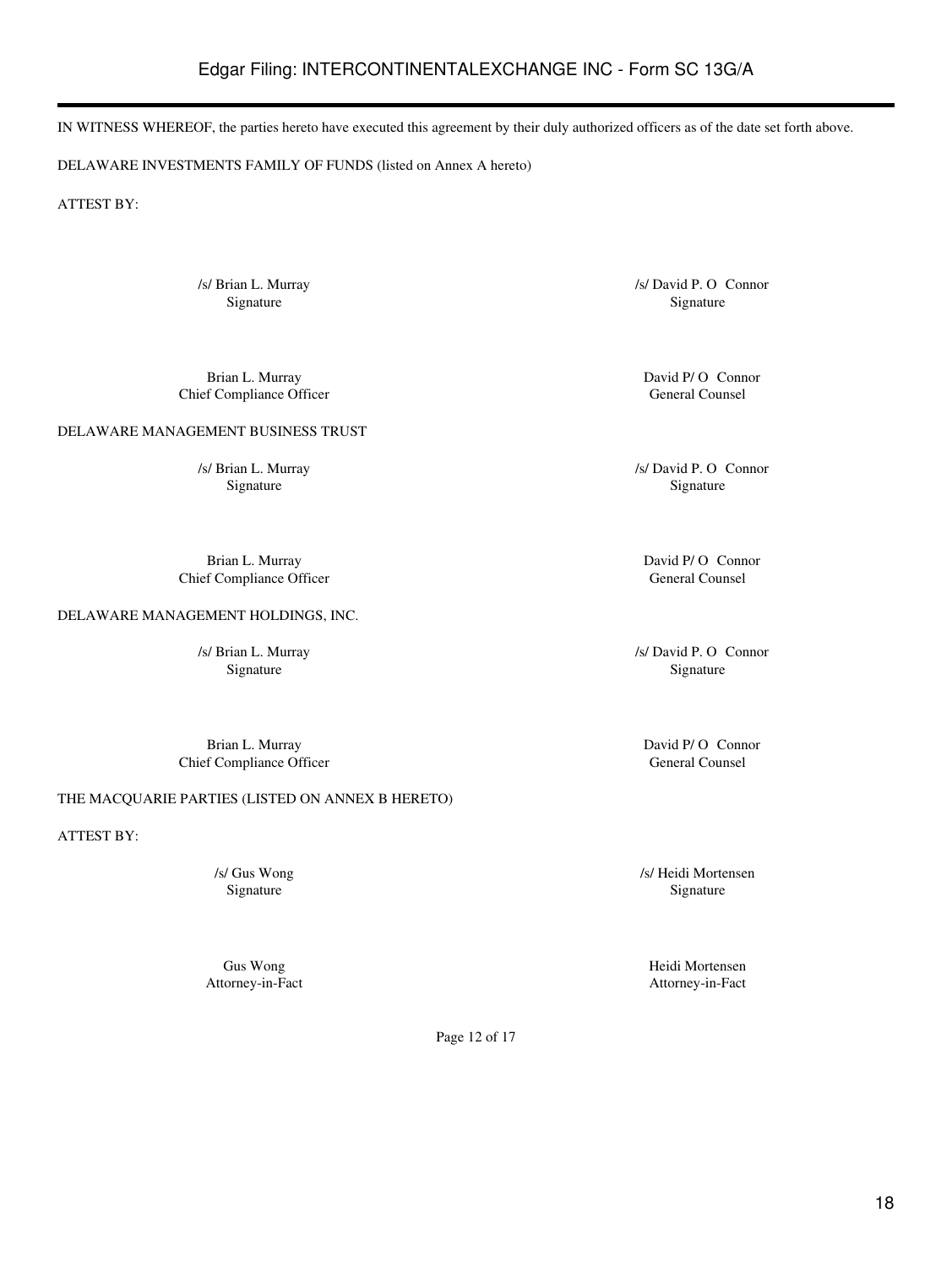IN WITNESS WHEREOF, the parties hereto have executed this agreement by their duly authorized officers as of the date set forth above.

DELAWARE INVESTMENTS FAMILY OF FUNDS (listed on Annex A hereto)

ATTEST BY:

| | |
|---|---|
| /s/ Brian L. Murray<br>Signature | /s/ David P. O Connor<br>Signature |
| Brian L. Murray<br>Chief Compliance Officer | David P/ O Connor<br>General Counsel |

DELAWARE MANAGEMENT BUSINESS TRUST

| | |
|---|---|
| /s/ Brian L. Murray<br>Signature | /s/ David P. O Connor<br>Signature |
| Brian L. Murray<br>Chief Compliance Officer | David P/ O Connor<br>General Counsel |

DELAWARE MANAGEMENT HOLDINGS, INC.

| | |
|---|---|
| /s/ Brian L. Murray<br>Signature | /s/ David P. O Connor<br>Signature |
| Brian L. Murray<br>Chief Compliance Officer | David P/ O Connor<br>General Counsel |

THE MACQUARIE PARTIES (LISTED ON ANNEX B HERETO)

ATTEST BY:

| | |
|---|---|
| /s/ Gus Wong<br>Signature | /s/ Heidi Mortensen<br>Signature |
| Gus Wong<br>Attorney-in-Fact | Heidi Mortensen<br>Attorney-in-Fact |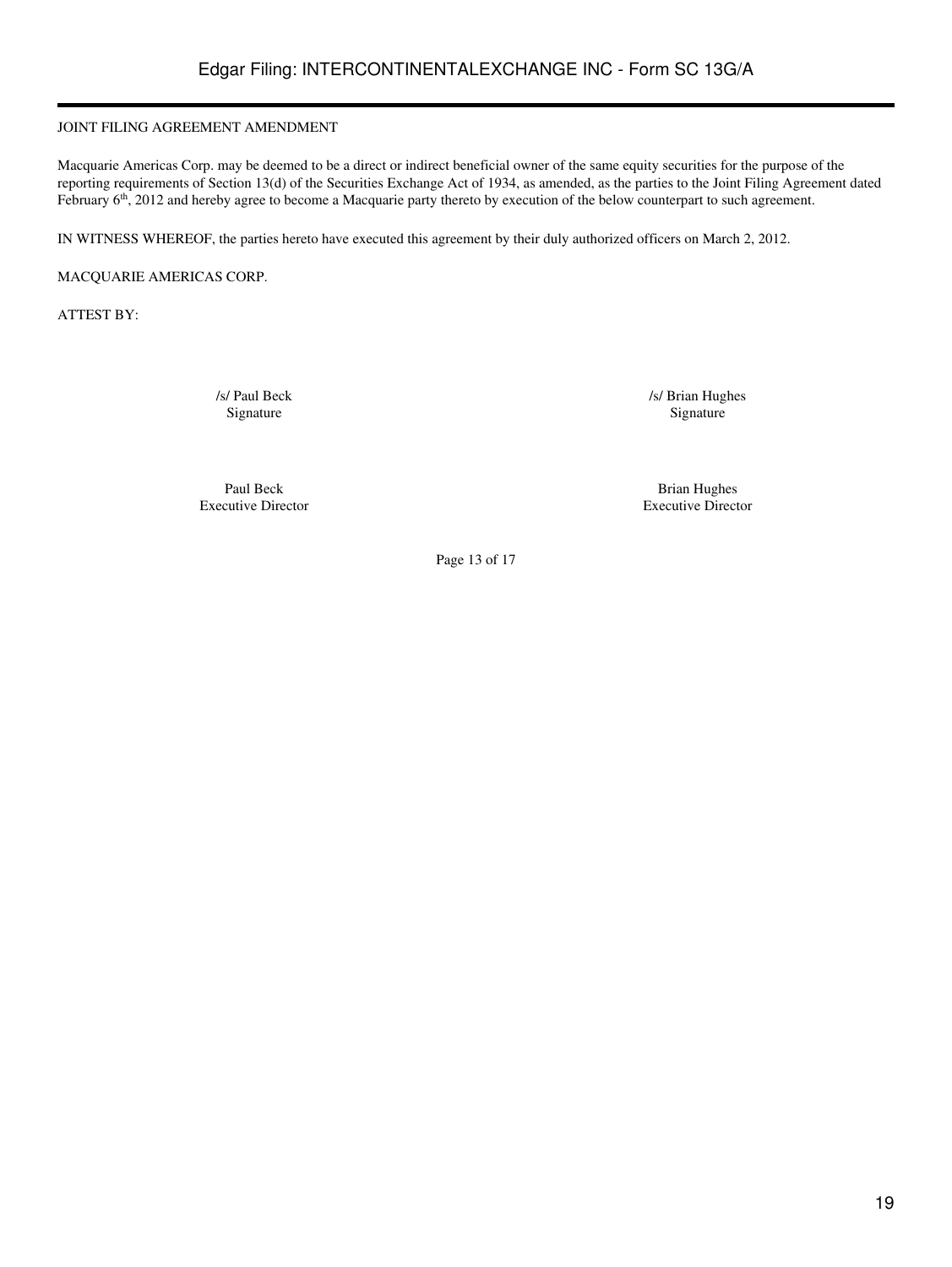JOINT FILING AGREEMENT AMENDMENT

Macquarie Americas Corp. may be deemed to be a direct or indirect beneficial owner of the same equity securities for the purpose of the reporting requirements of Section 13(d) of the Securities Exchange Act of 1934, as amended, as the parties to the Joint Filing Agreement dated February 6th, 2012 and hereby agree to become a Macquarie party thereto by execution of the below counterpart to such agreement.

IN WITNESS WHEREOF, the parties hereto have executed this agreement by their duly authorized officers on March 2, 2012.

MACQUARIE AMERICAS CORP.

ATTEST BY:

| | |
|---|---|
| /s/ Paul Beck<br>Signature | /s/ Brian Hughes<br>Signature |
| Paul Beck<br>Executive Director | Brian Hughes<br>Executive Director |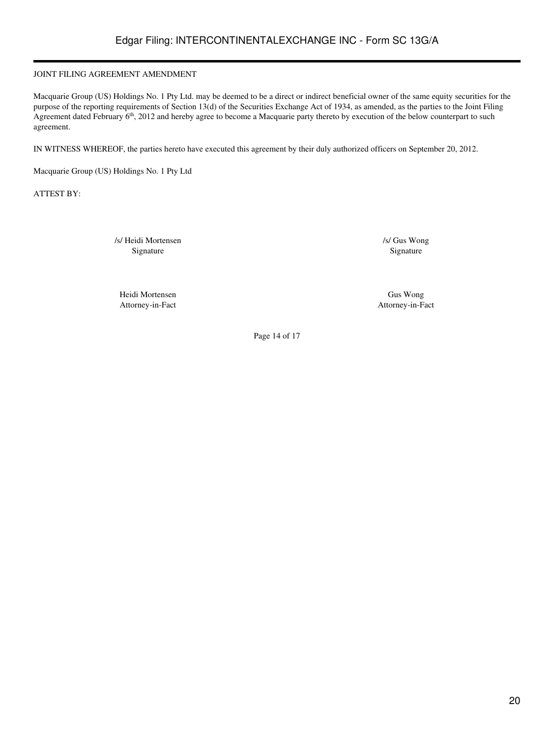JOINT FILING AGREEMENT AMENDMENT

Macquarie Group (US) Holdings No. 1 Pty Ltd. may be deemed to be a direct or indirect beneficial owner of the same equity securities for the purpose of the reporting requirements of Section 13(d) of the Securities Exchange Act of 1934, as amended, as the parties to the Joint Filing Agreement dated February 6th, 2012 and hereby agree to become a Macquarie party thereto by execution of the below counterpart to such agreement.

IN WITNESS WHEREOF, the parties hereto have executed this agreement by their duly authorized officers on September 20, 2012.

Macquarie Group (US) Holdings No. 1 Pty Ltd

ATTEST BY:

| | |
|---|---|
| /s/ Heidi Mortensen | /s/ Gus Wong |
| Signature | Signature |
| Heidi Mortensen | Gus Wong |
| Attorney-in-Fact | Attorney-in-Fact |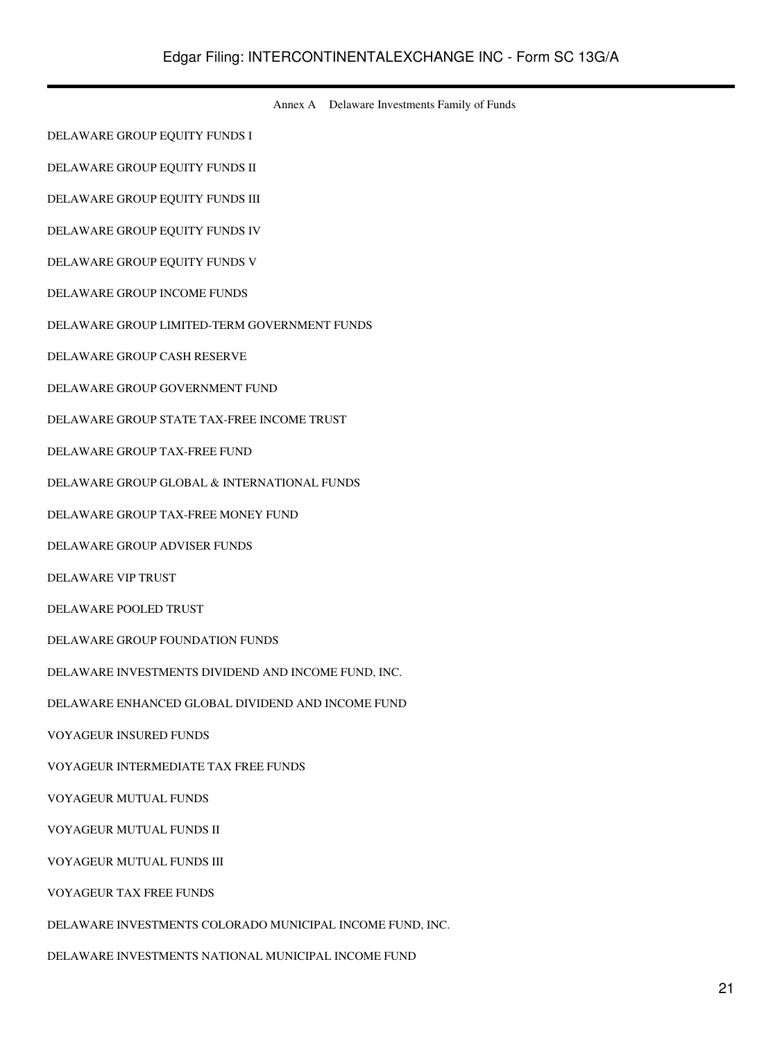Annex A Delaware Investments Family of Funds

DELAWARE GROUP EQUITY FUNDS I

DELAWARE GROUP EQUITY FUNDS II

DELAWARE GROUP EQUITY FUNDS III

DELAWARE GROUP EQUITY FUNDS IV

DELAWARE GROUP EQUITY FUNDS V

DELAWARE GROUP INCOME FUNDS

DELAWARE GROUP LIMITED-TERM GOVERNMENT FUNDS

DELAWARE GROUP CASH RESERVE

DELAWARE GROUP GOVERNMENT FUND

DELAWARE GROUP STATE TAX-FREE INCOME TRUST

DELAWARE GROUP TAX-FREE FUND

DELAWARE GROUP GLOBAL & INTERNATIONAL FUNDS

DELAWARE GROUP TAX-FREE MONEY FUND

DELAWARE GROUP ADVISER FUNDS

DELAWARE VIP TRUST

DELAWARE POOLED TRUST

DELAWARE GROUP FOUNDATION FUNDS

DELAWARE INVESTMENTS DIVIDEND AND INCOME FUND, INC.

DELAWARE ENHANCED GLOBAL DIVIDEND AND INCOME FUND

VOYAGEUR INSURED FUNDS

VOYAGEUR INTERMEDIATE TAX FREE FUNDS

VOYAGEUR MUTUAL FUNDS

VOYAGEUR MUTUAL FUNDS II

VOYAGEUR MUTUAL FUNDS III

VOYAGEUR TAX FREE FUNDS

DELAWARE INVESTMENTS COLORADO MUNICIPAL INCOME FUND, INC.

DELAWARE INVESTMENTS NATIONAL MUNICIPAL INCOME FUND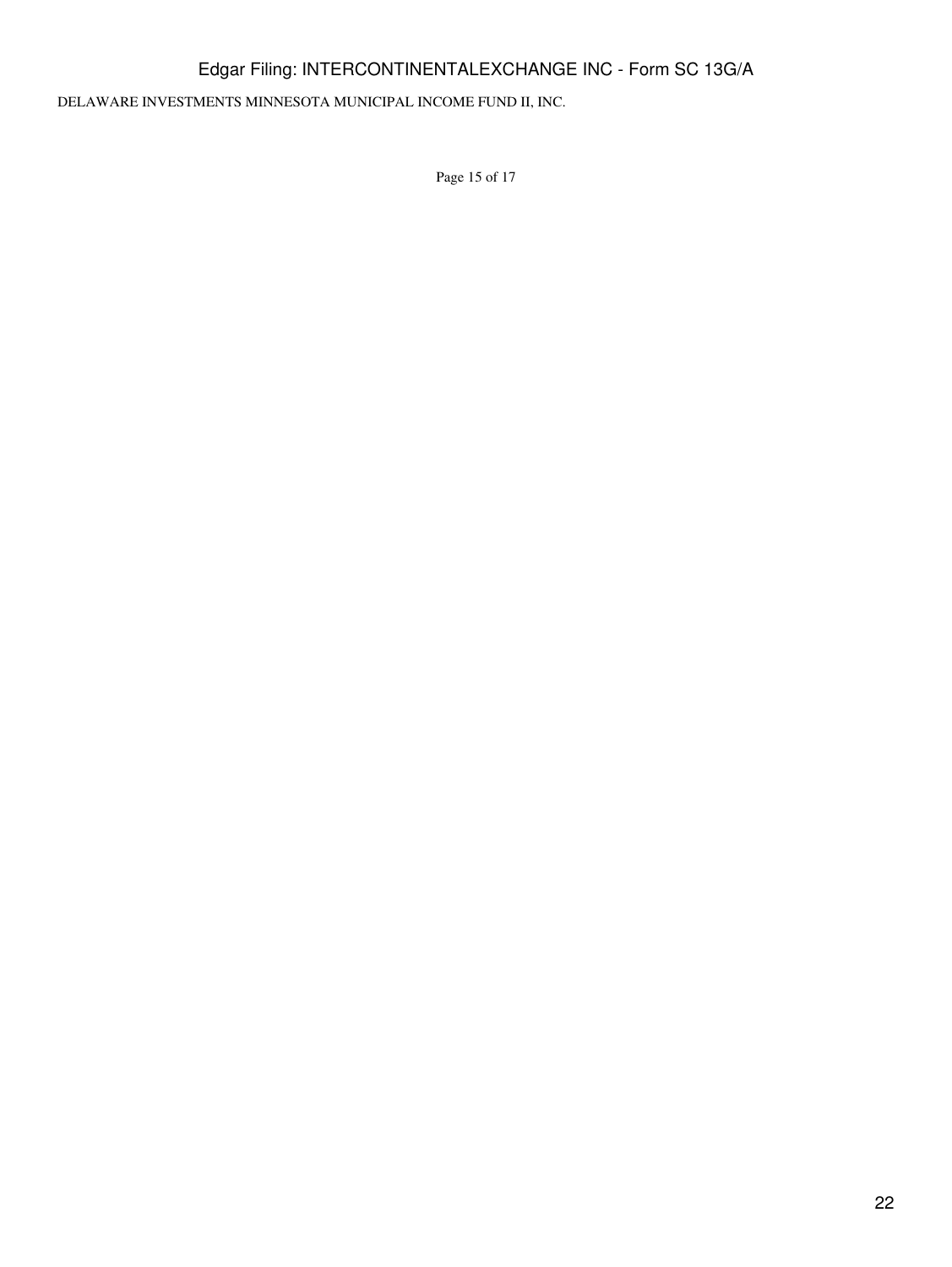DELAWARE INVESTMENTS MINNESOTA MUNICIPAL INCOME FUND II, INC.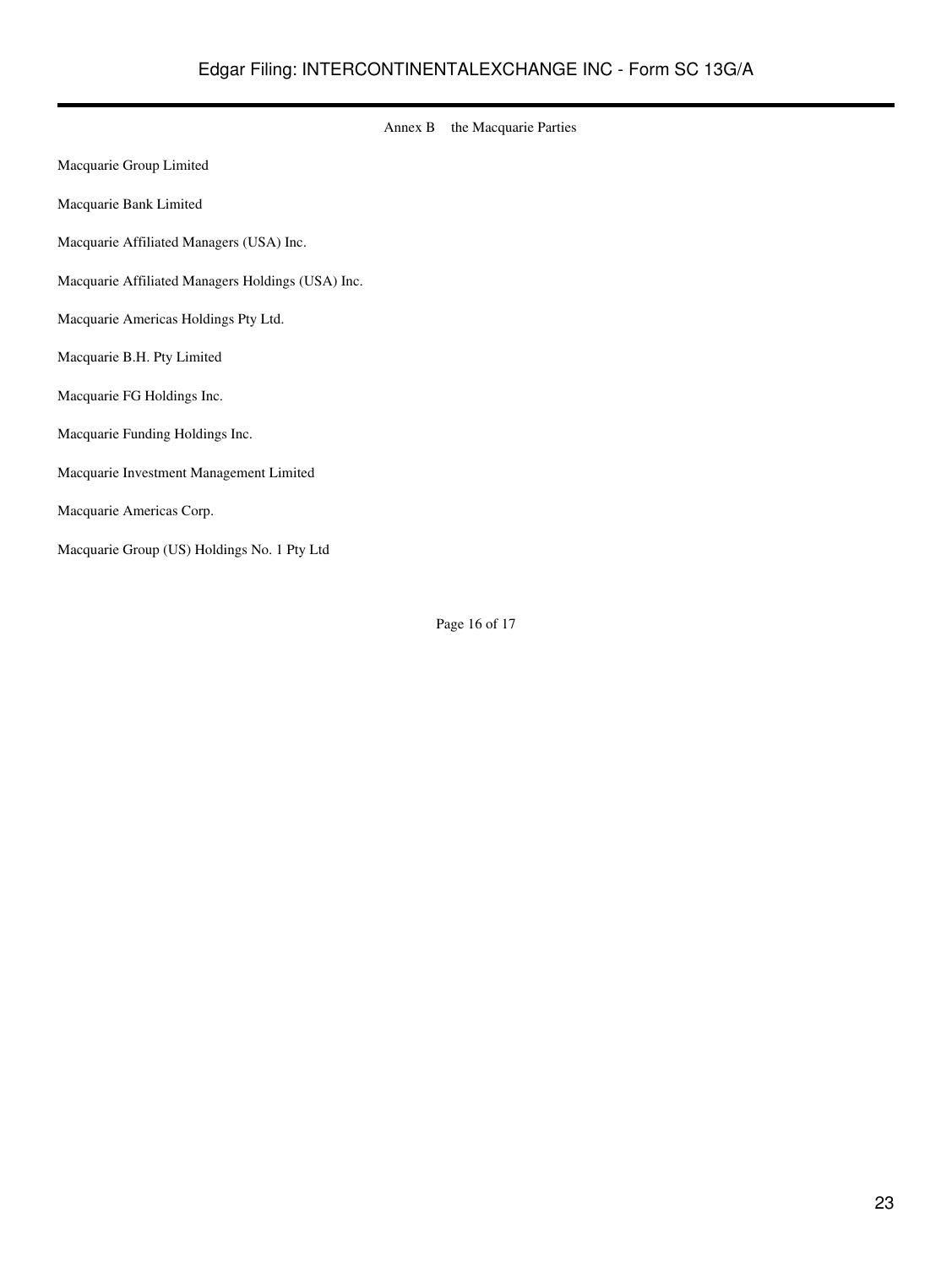## Annex B the Macquarie Parties

Macquarie Group Limited

Macquarie Bank Limited

Macquarie Affiliated Managers (USA) Inc.

Macquarie Affiliated Managers Holdings (USA) Inc.

Macquarie Americas Holdings Pty Ltd.

Macquarie B.H. Pty Limited

Macquarie FG Holdings Inc.

Macquarie Funding Holdings Inc.

Macquarie Investment Management Limited

Macquarie Americas Corp.

Macquarie Group (US) Holdings No. 1 Pty Ltd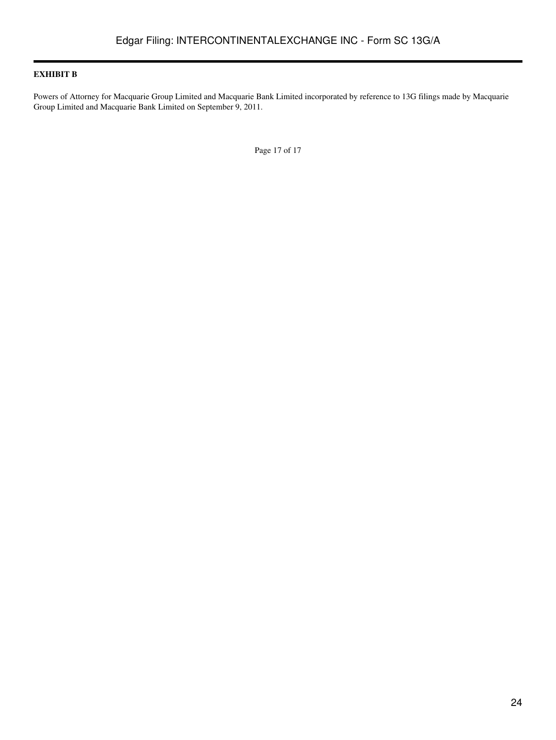**EXHIBIT B**

Powers of Attorney for Macquarie Group Limited and Macquarie Bank Limited incorporated by reference to 13G filings made by Macquarie Group Limited and Macquarie Bank Limited on September 9, 2011.